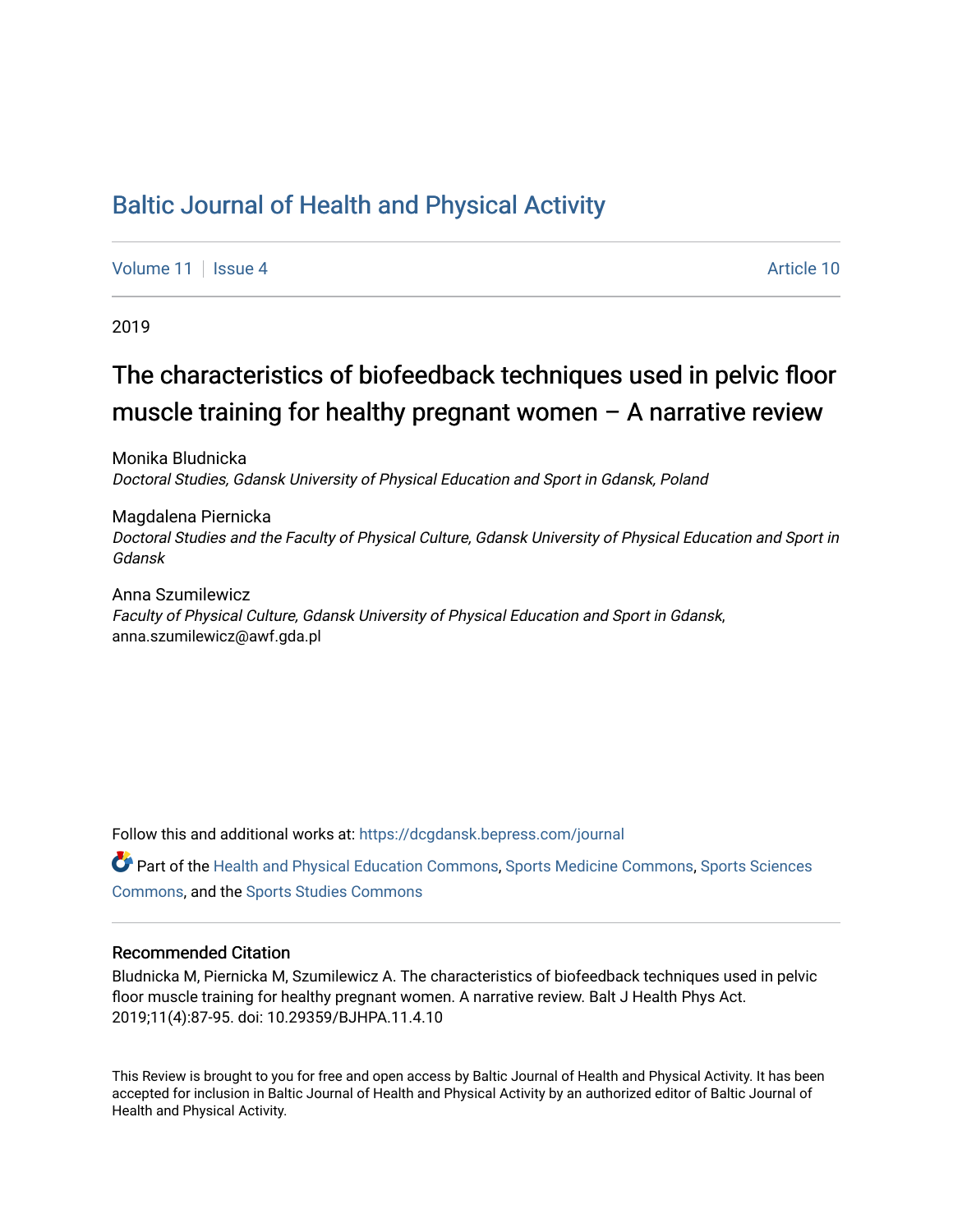# Baltic Journal of Health and Physical Activity

Volume 11 | Issue 4 Article 10

2019

## The characteristics of biofeedback techniques used in pelvic floor muscle training for healthy pregnant women – A narrative review

Monika Bludnicka
*Doctoral Studies, Gdansk University of Physical Education and Sport in Gdansk, Poland*

Magdalena Piernicka
*Doctoral Studies and the Faculty of Physical Culture, Gdansk University of Physical Education and Sport in Gdansk*

Anna Szumilewicz
*Faculty of Physical Culture, Gdansk University of Physical Education and Sport in Gdansk*, anna.szumilewicz@awf.gda.pl

Follow this and additional works at: https://dcgdansk.bepress.com/journal

Part of the Health and Physical Education Commons, Sports Medicine Commons, Sports Sciences Commons, and the Sports Studies Commons

### Recommended Citation

Bludnicka M, Piernicka M, Szumilewicz A. The characteristics of biofeedback techniques used in pelvic floor muscle training for healthy pregnant women. A narrative review. Balt J Health Phys Act. 2019;11(4):87-95. doi: 10.29359/BJHPA.11.4.10

This Review is brought to you for free and open access by Baltic Journal of Health and Physical Activity. It has been accepted for inclusion in Baltic Journal of Health and Physical Activity by an authorized editor of Baltic Journal of Health and Physical Activity.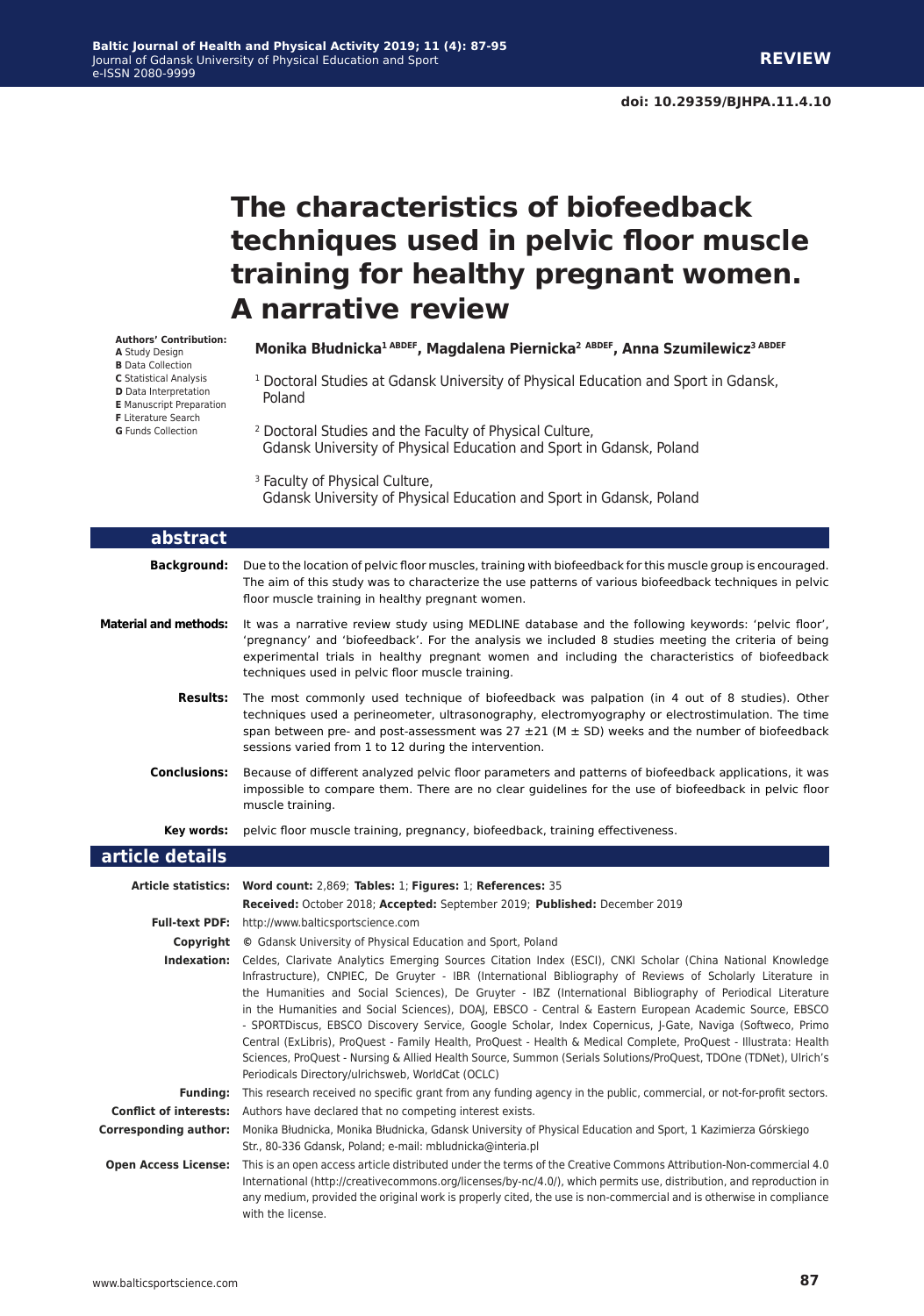**REVIEW**

**doi: 10.29359/BJHPA.11.4.10**

# The characteristics of biofeedback techniques used in pelvic floor muscle training for healthy pregnant women. A narrative review

**Authors' Contribution:**
**A** Study Design
**B** Data Collection
**C** Statistical Analysis
**D** Data Interpretation
**E** Manuscript Preparation
**F** Literature Search
**G** Funds Collection

**Monika Błudnicka[1 ABDEF], Magdalena Piernicka[2 ABDEF], Anna Szumilewicz[3 ABDEF]**

[1] Doctoral Studies at Gdansk University of Physical Education and Sport in Gdansk, Poland

[2] Doctoral Studies and the Faculty of Physical Culture, Gdansk University of Physical Education and Sport in Gdansk, Poland

[3] Faculty of Physical Culture, Gdansk University of Physical Education and Sport in Gdansk, Poland

## abstract

**Background:** Due to the location of pelvic floor muscles, training with biofeedback for this muscle group is encouraged. The aim of this study was to characterize the use patterns of various biofeedback techniques in pelvic floor muscle training in healthy pregnant women.

**Material and methods:** It was a narrative review study using MEDLINE database and the following keywords: 'pelvic floor', 'pregnancy' and 'biofeedback'. For the analysis we included 8 studies meeting the criteria of being experimental trials in healthy pregnant women and including the characteristics of biofeedback techniques used in pelvic floor muscle training.

**Results:** The most commonly used technique of biofeedback was palpation (in 4 out of 8 studies). Other techniques used a perineometer, ultrasonography, electromyography or electrostimulation. The time span between pre- and post-assessment was 27 ±21 (M ± SD) weeks and the number of biofeedback sessions varied from 1 to 12 during the intervention.

**Conclusions:** Because of different analyzed pelvic floor parameters and patterns of biofeedback applications, it was impossible to compare them. There are no clear guidelines for the use of biofeedback in pelvic floor muscle training.

**Key words:** pelvic floor muscle training, pregnancy, biofeedback, training effectiveness.

## article details

**Article statistics:** **Word count:** 2,869; **Tables:** 1; **Figures:** 1; **References:** 35
**Received:** October 2018; **Accepted:** September 2019; **Published:** December 2019

**Full-text PDF:** http://www.balticsportscience.com

**Copyright** © Gdansk University of Physical Education and Sport, Poland

**Indexation:** Celdes, Clarivate Analytics Emerging Sources Citation Index (ESCI), CNKI Scholar (China National Knowledge Infrastructure), CNPIEC, De Gruyter - IBR (International Bibliography of Reviews of Scholarly Literature in the Humanities and Social Sciences), De Gruyter - IBZ (International Bibliography of Periodical Literature in the Humanities and Social Sciences), DOAJ, EBSCO - Central & Eastern European Academic Source, EBSCO - SPORTDiscus, EBSCO Discovery Service, Google Scholar, Index Copernicus, J-Gate, Naviga (Softweco, Primo Central (ExLibris), ProQuest - Family Health, ProQuest - Health & Medical Complete, ProQuest - Illustrata: Health Sciences, ProQuest - Nursing & Allied Health Source, Summon (Serials Solutions/ProQuest, TDOne (TDNet), Ulrich's Periodicals Directory/ulrichsweb, WorldCat (OCLC)

**Funding:** This research received no specific grant from any funding agency in the public, commercial, or not-for-profit sectors.

**Conflict of interests:** Authors have declared that no competing interest exists.

**Corresponding author:** Monika Błudnicka, Monika Błudnicka, Gdansk University of Physical Education and Sport, 1 Kazimierza Górskiego Str., 80-336 Gdansk, Poland; e-mail: mbludnicka@interia.pl

**Open Access License:** This is an open access article distributed under the terms of the Creative Commons Attribution-Non-commercial 4.0 International (http://creativecommons.org/licenses/by-nc/4.0/), which permits use, distribution, and reproduction in any medium, provided the original work is properly cited, the use is non-commercial and is otherwise in compliance with the license.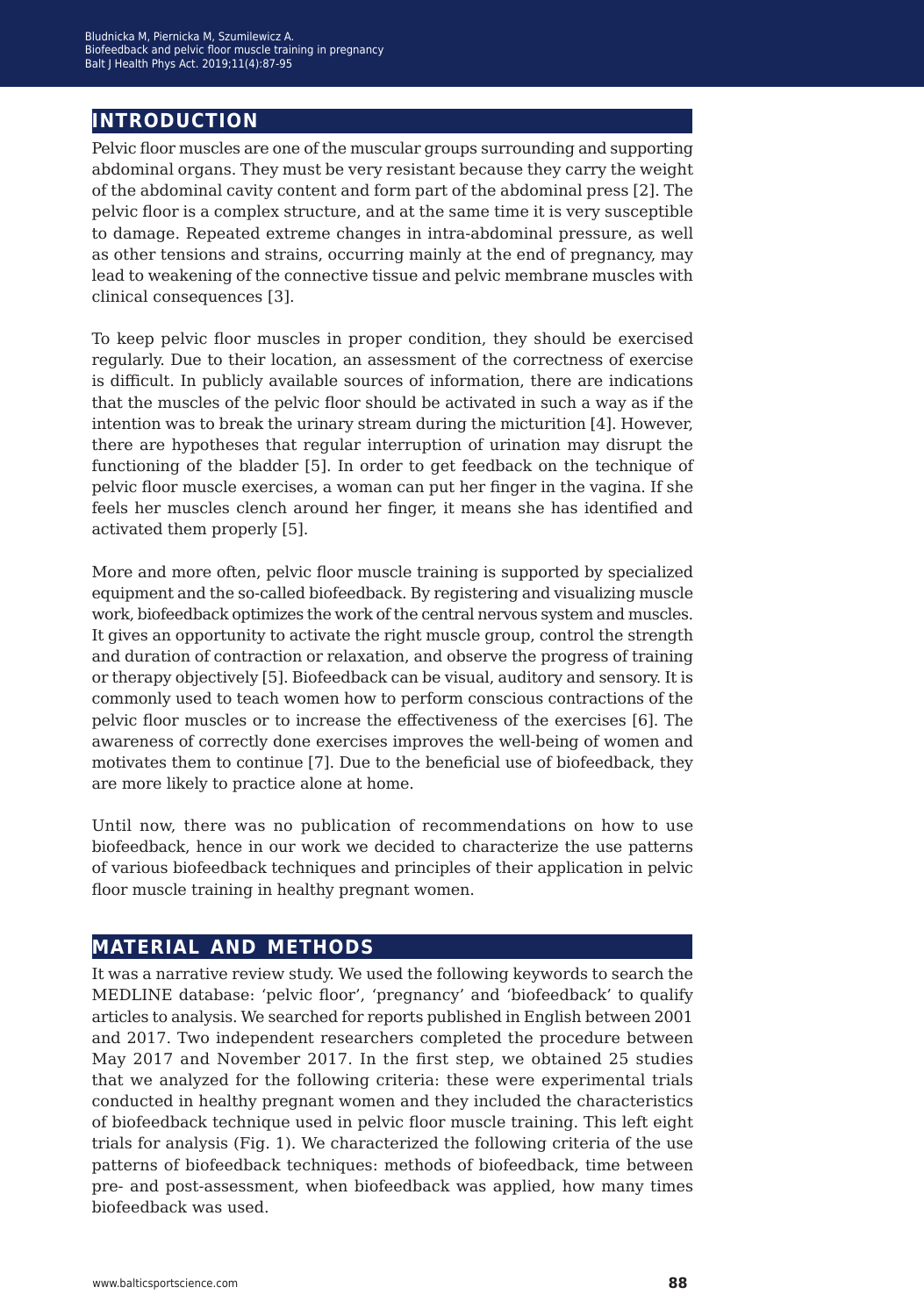## INTRODUCTION

Pelvic floor muscles are one of the muscular groups surrounding and supporting abdominal organs. They must be very resistant because they carry the weight of the abdominal cavity content and form part of the abdominal press [2]. The pelvic floor is a complex structure, and at the same time it is very susceptible to damage. Repeated extreme changes in intra-abdominal pressure, as well as other tensions and strains, occurring mainly at the end of pregnancy, may lead to weakening of the connective tissue and pelvic membrane muscles with clinical consequences [3].

To keep pelvic floor muscles in proper condition, they should be exercised regularly. Due to their location, an assessment of the correctness of exercise is difficult. In publicly available sources of information, there are indications that the muscles of the pelvic floor should be activated in such a way as if the intention was to break the urinary stream during the micturition [4]. However, there are hypotheses that regular interruption of urination may disrupt the functioning of the bladder [5]. In order to get feedback on the technique of pelvic floor muscle exercises, a woman can put her finger in the vagina. If she feels her muscles clench around her finger, it means she has identified and activated them properly [5].

More and more often, pelvic floor muscle training is supported by specialized equipment and the so-called biofeedback. By registering and visualizing muscle work, biofeedback optimizes the work of the central nervous system and muscles. It gives an opportunity to activate the right muscle group, control the strength and duration of contraction or relaxation, and observe the progress of training or therapy objectively [5]. Biofeedback can be visual, auditory and sensory. It is commonly used to teach women how to perform conscious contractions of the pelvic floor muscles or to increase the effectiveness of the exercises [6]. The awareness of correctly done exercises improves the well-being of women and motivates them to continue [7]. Due to the beneficial use of biofeedback, they are more likely to practice alone at home.

Until now, there was no publication of recommendations on how to use biofeedback, hence in our work we decided to characterize the use patterns of various biofeedback techniques and principles of their application in pelvic floor muscle training in healthy pregnant women.

## MATERIAL AND METHODS

It was a narrative review study. We used the following keywords to search the MEDLINE database: 'pelvic floor', 'pregnancy' and 'biofeedback' to qualify articles to analysis. We searched for reports published in English between 2001 and 2017. Two independent researchers completed the procedure between May 2017 and November 2017. In the first step, we obtained 25 studies that we analyzed for the following criteria: these were experimental trials conducted in healthy pregnant women and they included the characteristics of biofeedback technique used in pelvic floor muscle training. This left eight trials for analysis (Fig. 1). We characterized the following criteria of the use patterns of biofeedback techniques: methods of biofeedback, time between pre- and post-assessment, when biofeedback was applied, how many times biofeedback was used.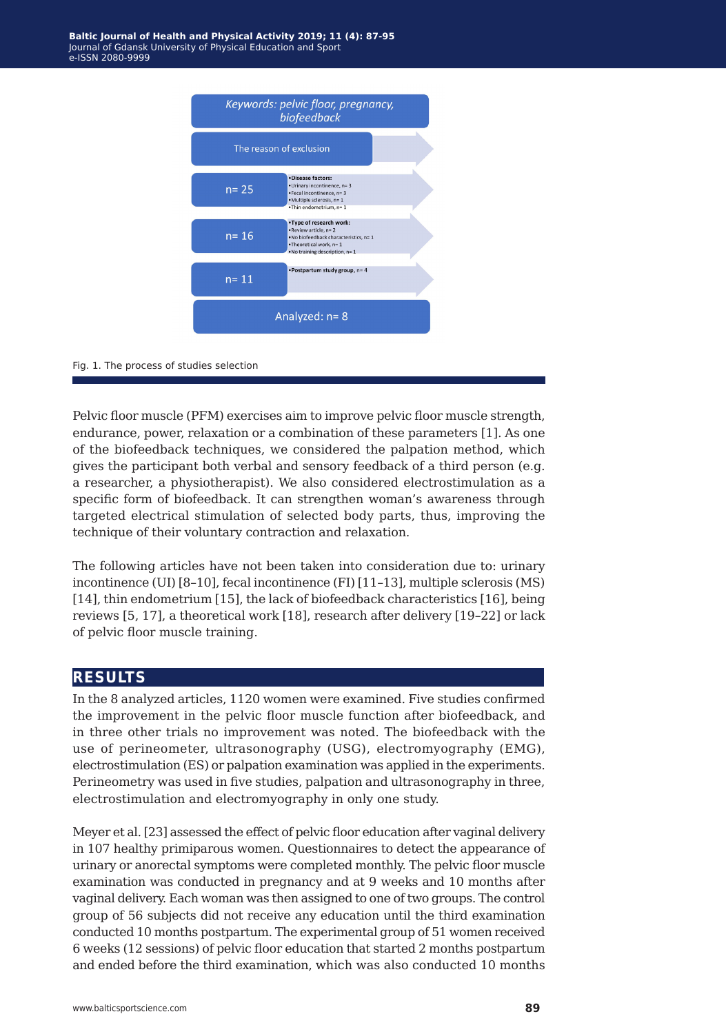Keywords: pelvic floor, pregnancy, biofeedback

The reason of exclusion

n= 25

- Disease factors:
- Urinary incontinence, n= 3
- Fecal incontinence, n= 3
- Multiple sclerosis, n= 1
- Thin endometrium, n= 1

n= 16

- Type of research work:
- Review article, n= 2
- No biofeedback characteristics, n= 1
- Theoretical work, n= 1
- No training description, n= 1

n= 11

- Postpartum study group, n= 4

Analyzed: n= 8

Fig. 1. The process of studies selection

Pelvic floor muscle (PFM) exercises aim to improve pelvic floor muscle strength, endurance, power, relaxation or a combination of these parameters [1]. As one of the biofeedback techniques, we considered the palpation method, which gives the participant both verbal and sensory feedback of a third person (e.g. a researcher, a physiotherapist). We also considered electrostimulation as a specific form of biofeedback. It can strengthen woman's awareness through targeted electrical stimulation of selected body parts, thus, improving the technique of their voluntary contraction and relaxation.

The following articles have not been taken into consideration due to: urinary incontinence (UI) [8–10], fecal incontinence (FI) [11–13], multiple sclerosis (MS) [14], thin endometrium [15], the lack of biofeedback characteristics [16], being reviews [5, 17], a theoretical work [18], research after delivery [19–22] or lack of pelvic floor muscle training.

## RESULTS

In the 8 analyzed articles, 1120 women were examined. Five studies confirmed the improvement in the pelvic floor muscle function after biofeedback, and in three other trials no improvement was noted. The biofeedback with the use of perineometer, ultrasonography (USG), electromyography (EMG), electrostimulation (ES) or palpation examination was applied in the experiments. Perineometry was used in five studies, palpation and ultrasonography in three, electrostimulation and electromyography in only one study.

Meyer et al. [23] assessed the effect of pelvic floor education after vaginal delivery in 107 healthy primiparous women. Questionnaires to detect the appearance of urinary or anorectal symptoms were completed monthly. The pelvic floor muscle examination was conducted in pregnancy and at 9 weeks and 10 months after vaginal delivery. Each woman was then assigned to one of two groups. The control group of 56 subjects did not receive any education until the third examination conducted 10 months postpartum. The experimental group of 51 women received 6 weeks (12 sessions) of pelvic floor education that started 2 months postpartum and ended before the third examination, which was also conducted 10 months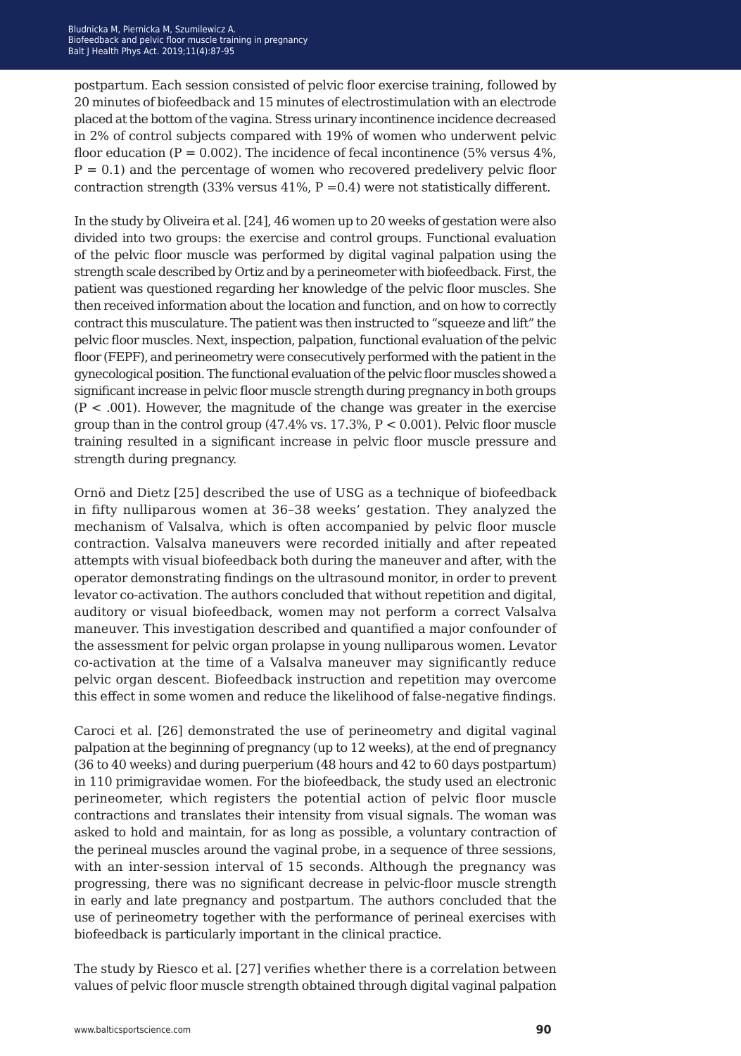postpartum. Each session consisted of pelvic floor exercise training, followed by 20 minutes of biofeedback and 15 minutes of electrostimulation with an electrode placed at the bottom of the vagina. Stress urinary incontinence incidence decreased in 2% of control subjects compared with 19% of women who underwent pelvic floor education ($P = 0.002$). The incidence of fecal incontinence (5% versus 4%, $P = 0.1$) and the percentage of women who recovered predelivery pelvic floor contraction strength (33% versus 41%, $P = 0.4$) were not statistically different.

In the study by Oliveira et al. [24], 46 women up to 20 weeks of gestation were also divided into two groups: the exercise and control groups. Functional evaluation of the pelvic floor muscle was performed by digital vaginal palpation using the strength scale described by Ortiz and by a perineometer with biofeedback. First, the patient was questioned regarding her knowledge of the pelvic floor muscles. She then received information about the location and function, and on how to correctly contract this musculature. The patient was then instructed to "squeeze and lift" the pelvic floor muscles. Next, inspection, palpation, functional evaluation of the pelvic floor (FEPF), and perineometry were consecutively performed with the patient in the gynecological position. The functional evaluation of the pelvic floor muscles showed a significant increase in pelvic floor muscle strength during pregnancy in both groups ($P < .001$). However, the magnitude of the change was greater in the exercise group than in the control group (47.4% vs. 17.3%, $P < 0.001$). Pelvic floor muscle training resulted in a significant increase in pelvic floor muscle pressure and strength during pregnancy.

Ornö and Dietz [25] described the use of USG as a technique of biofeedback in fifty nulliparous women at 36–38 weeks' gestation. They analyzed the mechanism of Valsalva, which is often accompanied by pelvic floor muscle contraction. Valsalva maneuvers were recorded initially and after repeated attempts with visual biofeedback both during the maneuver and after, with the operator demonstrating findings on the ultrasound monitor, in order to prevent levator co-activation. The authors concluded that without repetition and digital, auditory or visual biofeedback, women may not perform a correct Valsalva maneuver. This investigation described and quantified a major confounder of the assessment for pelvic organ prolapse in young nulliparous women. Levator co-activation at the time of a Valsalva maneuver may significantly reduce pelvic organ descent. Biofeedback instruction and repetition may overcome this effect in some women and reduce the likelihood of false-negative findings.

Caroci et al. [26] demonstrated the use of perineometry and digital vaginal palpation at the beginning of pregnancy (up to 12 weeks), at the end of pregnancy (36 to 40 weeks) and during puerperium (48 hours and 42 to 60 days postpartum) in 110 primigravidae women. For the biofeedback, the study used an electronic perineometer, which registers the potential action of pelvic floor muscle contractions and translates their intensity from visual signals. The woman was asked to hold and maintain, for as long as possible, a voluntary contraction of the perineal muscles around the vaginal probe, in a sequence of three sessions, with an inter-session interval of 15 seconds. Although the pregnancy was progressing, there was no significant decrease in pelvic-floor muscle strength in early and late pregnancy and postpartum. The authors concluded that the use of perineometry together with the performance of perineal exercises with biofeedback is particularly important in the clinical practice.

The study by Riesco et al. [27] verifies whether there is a correlation between values of pelvic floor muscle strength obtained through digital vaginal palpation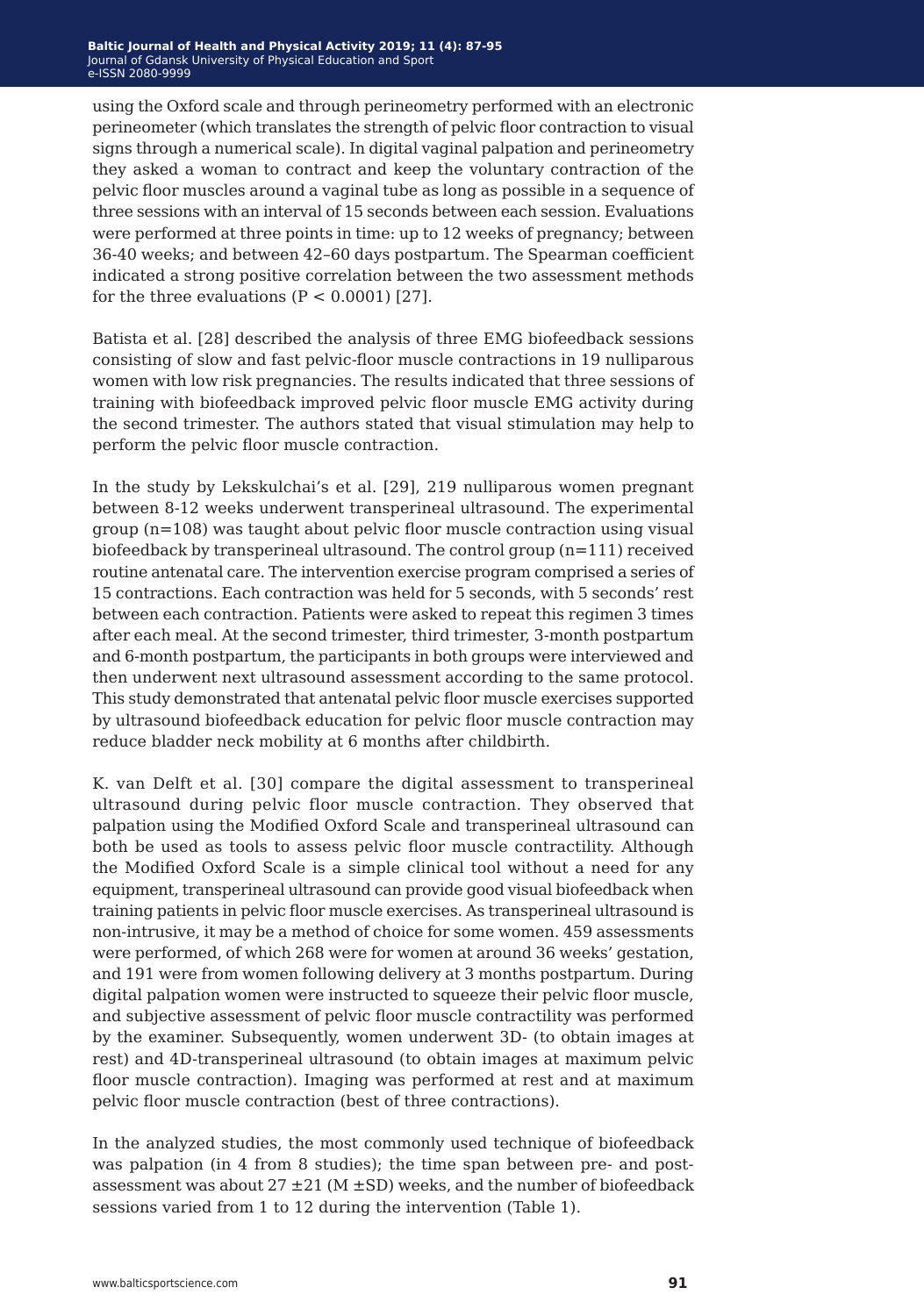using the Oxford scale and through perineometry performed with an electronic perineometer (which translates the strength of pelvic floor contraction to visual signs through a numerical scale). In digital vaginal palpation and perineometry they asked a woman to contract and keep the voluntary contraction of the pelvic floor muscles around a vaginal tube as long as possible in a sequence of three sessions with an interval of 15 seconds between each session. Evaluations were performed at three points in time: up to 12 weeks of pregnancy; between 36-40 weeks; and between 42–60 days postpartum. The Spearman coefficient indicated a strong positive correlation between the two assessment methods for the three evaluations ($P < 0.0001$) [27].

Batista et al. [28] described the analysis of three EMG biofeedback sessions consisting of slow and fast pelvic-floor muscle contractions in 19 nulliparous women with low risk pregnancies. The results indicated that three sessions of training with biofeedback improved pelvic floor muscle EMG activity during the second trimester. The authors stated that visual stimulation may help to perform the pelvic floor muscle contraction.

In the study by Lekskulchai's et al. [29], 219 nulliparous women pregnant between 8-12 weeks underwent transperineal ultrasound. The experimental group (n=108) was taught about pelvic floor muscle contraction using visual biofeedback by transperineal ultrasound. The control group (n=111) received routine antenatal care. The intervention exercise program comprised a series of 15 contractions. Each contraction was held for 5 seconds, with 5 seconds' rest between each contraction. Patients were asked to repeat this regimen 3 times after each meal. At the second trimester, third trimester, 3-month postpartum and 6-month postpartum, the participants in both groups were interviewed and then underwent next ultrasound assessment according to the same protocol. This study demonstrated that antenatal pelvic floor muscle exercises supported by ultrasound biofeedback education for pelvic floor muscle contraction may reduce bladder neck mobility at 6 months after childbirth.

K. van Delft et al. [30] compare the digital assessment to transperineal ultrasound during pelvic floor muscle contraction. They observed that palpation using the Modified Oxford Scale and transperineal ultrasound can both be used as tools to assess pelvic floor muscle contractility. Although the Modified Oxford Scale is a simple clinical tool without a need for any equipment, transperineal ultrasound can provide good visual biofeedback when training patients in pelvic floor muscle exercises. As transperineal ultrasound is non-intrusive, it may be a method of choice for some women. 459 assessments were performed, of which 268 were for women at around 36 weeks' gestation, and 191 were from women following delivery at 3 months postpartum. During digital palpation women were instructed to squeeze their pelvic floor muscle, and subjective assessment of pelvic floor muscle contractility was performed by the examiner. Subsequently, women underwent 3D- (to obtain images at rest) and 4D-transperineal ultrasound (to obtain images at maximum pelvic floor muscle contraction). Imaging was performed at rest and at maximum pelvic floor muscle contraction (best of three contractions).

In the analyzed studies, the most commonly used technique of biofeedback was palpation (in 4 from 8 studies); the time span between pre- and post-assessment was about $27 \pm 21$ ($M \pm SD$) weeks, and the number of biofeedback sessions varied from 1 to 12 during the intervention (Table 1).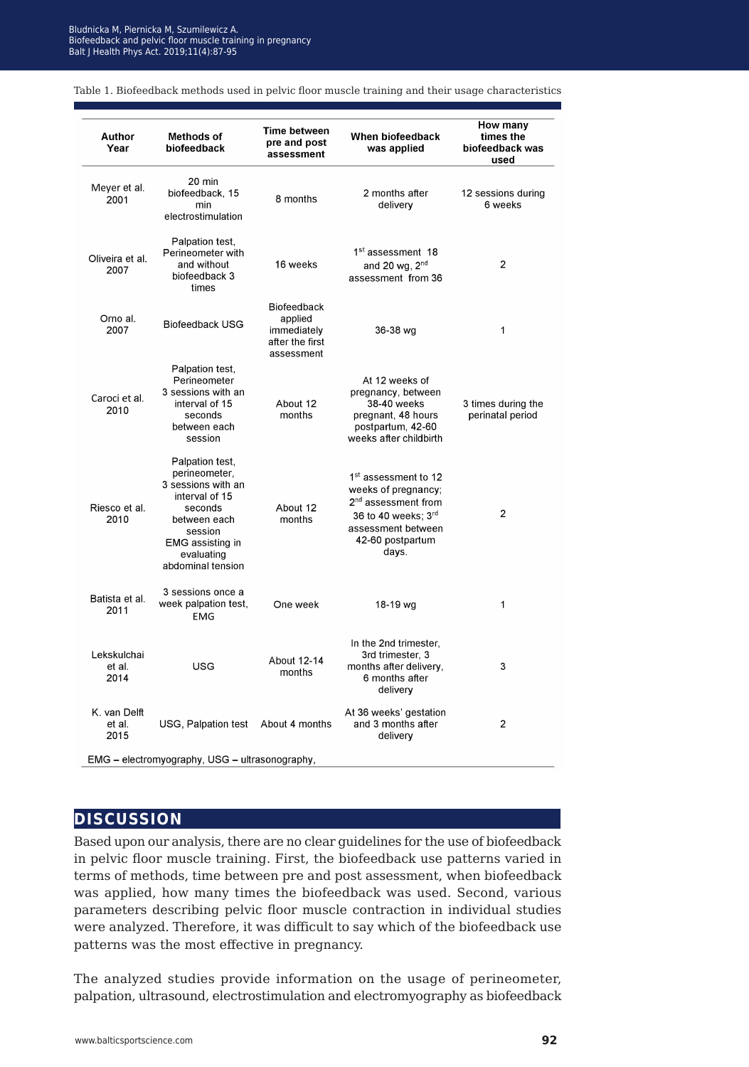Table 1. Biofeedback methods used in pelvic floor muscle training and their usage characteristics

| Author Year | Methods of biofeedback | Time between pre and post assessment | When biofeedback was applied | How many times the biofeedback was used |
|---|---|---|---|---|
| Meyer et al. 2001 | 20 min biofeedback, 15 min electrostimulation | 8 months | 2 months after delivery | 12 sessions during 6 weeks |
| Oliveira et al. 2007 | Palpation test, Perineometer with and without biofeedback 3 times | 16 weeks | 1st assessment 18 and 20 wg, 2nd assessment from 36 | 2 |
| Orno al. 2007 | Biofeedback USG | Biofeedback applied immediately after the first assessment | 36-38 wg | 1 |
| Caroci et al. 2010 | Palpation test, Perineometer 3 sessions with an interval of 15 seconds between each session | About 12 months | At 12 weeks of pregnancy, between 38-40 weeks pregnant, 48 hours postpartum, 42-60 weeks after childbirth | 3 times during the perinatal period |
| Riesco et al. 2010 | Palpation test, perineometer, 3 sessions with an interval of 15 seconds between each session EMG assisting in evaluating abdominal tension | About 12 months | 1st assessment to 12 weeks of pregnancy; 2nd assessment from 36 to 40 weeks; 3rd assessment between 42-60 postpartum days. | 2 |
| Batista et al. 2011 | 3 sessions once a week palpation test, EMG | One week | 18-19 wg | 1 |
| Lekskulchai et al. 2014 | USG | About 12-14 months | In the 2nd trimester, 3rd trimester, 3 months after delivery, 6 months after delivery | 3 |
| K. van Delft et al. 2015 | USG, Palpation test | About 4 months | At 36 weeks' gestation and 3 months after delivery | 2 |

EMG – electromyography, USG – ultrasonography,

## DISCUSSION

Based upon our analysis, there are no clear guidelines for the use of biofeedback in pelvic floor muscle training. First, the biofeedback use patterns varied in terms of methods, time between pre and post assessment, when biofeedback was applied, how many times the biofeedback was used. Second, various parameters describing pelvic floor muscle contraction in individual studies were analyzed. Therefore, it was difficult to say which of the biofeedback use patterns was the most effective in pregnancy.

The analyzed studies provide information on the usage of perineometer, palpation, ultrasound, electrostimulation and electromyography as biofeedback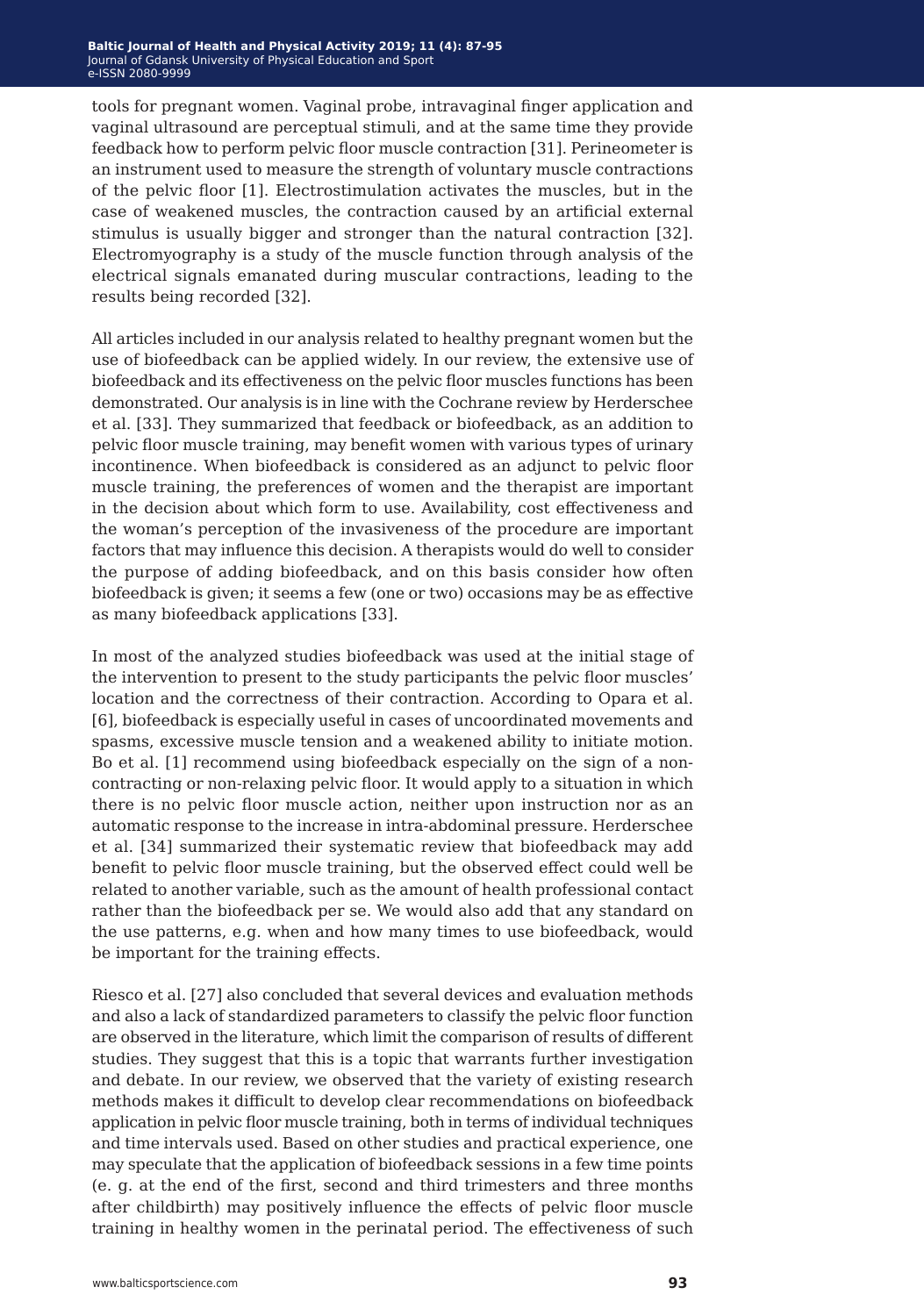tools for pregnant women. Vaginal probe, intravaginal finger application and vaginal ultrasound are perceptual stimuli, and at the same time they provide feedback how to perform pelvic floor muscle contraction [31]. Perineometer is an instrument used to measure the strength of voluntary muscle contractions of the pelvic floor [1]. Electrostimulation activates the muscles, but in the case of weakened muscles, the contraction caused by an artificial external stimulus is usually bigger and stronger than the natural contraction [32]. Electromyography is a study of the muscle function through analysis of the electrical signals emanated during muscular contractions, leading to the results being recorded [32].

All articles included in our analysis related to healthy pregnant women but the use of biofeedback can be applied widely. In our review, the extensive use of biofeedback and its effectiveness on the pelvic floor muscles functions has been demonstrated. Our analysis is in line with the Cochrane review by Herderschee et al. [33]. They summarized that feedback or biofeedback, as an addition to pelvic floor muscle training, may benefit women with various types of urinary incontinence. When biofeedback is considered as an adjunct to pelvic floor muscle training, the preferences of women and the therapist are important in the decision about which form to use. Availability, cost effectiveness and the woman's perception of the invasiveness of the procedure are important factors that may influence this decision. A therapists would do well to consider the purpose of adding biofeedback, and on this basis consider how often biofeedback is given; it seems a few (one or two) occasions may be as effective as many biofeedback applications [33].

In most of the analyzed studies biofeedback was used at the initial stage of the intervention to present to the study participants the pelvic floor muscles' location and the correctness of their contraction. According to Opara et al. [6], biofeedback is especially useful in cases of uncoordinated movements and spasms, excessive muscle tension and a weakened ability to initiate motion. Bo et al. [1] recommend using biofeedback especially on the sign of a non-contracting or non-relaxing pelvic floor. It would apply to a situation in which there is no pelvic floor muscle action, neither upon instruction nor as an automatic response to the increase in intra-abdominal pressure. Herderschee et al. [34] summarized their systematic review that biofeedback may add benefit to pelvic floor muscle training, but the observed effect could well be related to another variable, such as the amount of health professional contact rather than the biofeedback per se. We would also add that any standard on the use patterns, e.g. when and how many times to use biofeedback, would be important for the training effects.

Riesco et al. [27] also concluded that several devices and evaluation methods and also a lack of standardized parameters to classify the pelvic floor function are observed in the literature, which limit the comparison of results of different studies. They suggest that this is a topic that warrants further investigation and debate. In our review, we observed that the variety of existing research methods makes it difficult to develop clear recommendations on biofeedback application in pelvic floor muscle training, both in terms of individual techniques and time intervals used. Based on other studies and practical experience, one may speculate that the application of biofeedback sessions in a few time points (e. g. at the end of the first, second and third trimesters and three months after childbirth) may positively influence the effects of pelvic floor muscle training in healthy women in the perinatal period. The effectiveness of such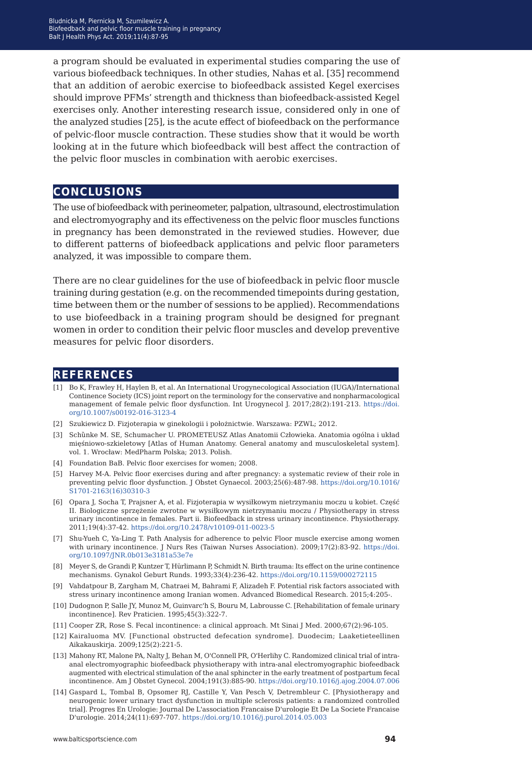a program should be evaluated in experimental studies comparing the use of various biofeedback techniques. In other studies, Nahas et al. [35] recommend that an addition of aerobic exercise to biofeedback assisted Kegel exercises should improve PFMs' strength and thickness than biofeedback-assisted Kegel exercises only. Another interesting research issue, considered only in one of the analyzed studies [25], is the acute effect of biofeedback on the performance of pelvic-floor muscle contraction. These studies show that it would be worth looking at in the future which biofeedback will best affect the contraction of the pelvic floor muscles in combination with aerobic exercises.

## CONCLUSIONS

The use of biofeedback with perineometer, palpation, ultrasound, electrostimulation and electromyography and its effectiveness on the pelvic floor muscles functions in pregnancy has been demonstrated in the reviewed studies. However, due to different patterns of biofeedback applications and pelvic floor parameters analyzed, it was impossible to compare them.

There are no clear guidelines for the use of biofeedback in pelvic floor muscle training during gestation (e.g. on the recommended timepoints during gestation, time between them or the number of sessions to be applied). Recommendations to use biofeedback in a training program should be designed for pregnant women in order to condition their pelvic floor muscles and develop preventive measures for pelvic floor disorders.

## REFERENCES

[1] Bo K, Frawley H, Haylen B, et al. An International Urogynecological Association (IUGA)/International Continence Society (ICS) joint report on the terminology for the conservative and nonpharmacological management of female pelvic floor dysfunction. Int Urogynecol J. 2017;28(2):191-213. https://doi.org/10.1007/s00192-016-3123-4

[2] Szukiewicz D. Fizjoterapia w ginekologii i położnictwie. Warszawa: PZWL; 2012.

[3] Schünke M. SE, Schumacher U. PROMETEUSZ Atlas Anatomii Człowieka. Anatomia ogólna i układ mięśniowo-szkieletowy [Atlas of Human Anatomy. General anatomy and musculoskeletal system]. vol. 1. Wrocław: MedPharm Polska; 2013. Polish.

[4] Foundation BaB. Pelvic floor exercises for women; 2008.

[5] Harvey M-A. Pelvic floor exercises during and after pregnancy: a systematic review of their role in preventing pelvic floor dysfunction. J Obstet Gynaecol. 2003;25(6):487-98. https://doi.org/10.1016/S1701-2163(16)30310-3

[6] Opara J, Socha T, Prajsner A, et al. Fizjoterapia w wysiłkowym nietrzymaniu moczu u kobiet. Część II. Biologiczne sprzężenie zwrotne w wysiłkowym nietrzymaniu moczu / Physiotherapy in stress urinary incontinence in females. Part ii. Biofeedback in stress urinary incontinence. Physiotherapy. 2011;19(4):37-42. https://doi.org/10.2478/v10109-011-0023-5

[7] Shu-Yueh C, Ya-Ling T. Path Analysis for adherence to pelvic Floor muscle exercise among women with urinary incontinence. J Nurs Res (Taiwan Nurses Association). 2009;17(2):83-92. https://doi.org/10.1097/JNR.0b013e3181a53e7e

[8] Meyer S, de Grandi P, Kuntzer T, Hürlimann P, Schmidt N. Birth trauma: Its effect on the urine continence mechanisms. Gynakol Geburt Runds. 1993;33(4):236-42. https://doi.org/10.1159/000272115

[9] Vahdatpour B, Zargham M, Chatraei M, Bahrami F, Alizadeh F. Potential risk factors associated with stress urinary incontinence among Iranian women. Advanced Biomedical Research. 2015;4:205-.

[10] Dudognon P, Salle JY, Munoz M, Guinvarc'h S, Bouru M, Labrousse C. [Rehabilitation of female urinary incontinence]. Rev Praticien. 1995;45(3):322-7.

[11] Cooper ZR, Rose S. Fecal incontinence: a clinical approach. Mt Sinai J Med. 2000;67(2):96-105.

[12] Kairaluoma MV. [Functional obstructed defecation syndrome]. Duodecim; Laaketieteellinen Aikakauskirja. 2009;125(2):221-5.

[13] Mahony RT, Malone PA, Nalty J, Behan M, O'Connell PR, O'Herlihy C. Randomized clinical trial of intra-anal electromyographic biofeedback physiotherapy with intra-anal electromyographic biofeedback augmented with electrical stimulation of the anal sphincter in the early treatment of postpartum fecal incontinence. Am J Obstet Gynecol. 2004;191(3):885-90. https://doi.org/10.1016/j.ajog.2004.07.006

[14] Gaspard L, Tombal B, Opsomer RJ, Castille Y, Van Pesch V, Detrembleur C. [Physiotherapy and neurogenic lower urinary tract dysfunction in multiple sclerosis patients: a randomized controlled trial]. Progres En Urologie: Journal De L'association Francaise D'urologie Et De La Societe Francaise D'urologie. 2014;24(11):697-707. https://doi.org/10.1016/j.purol.2014.05.003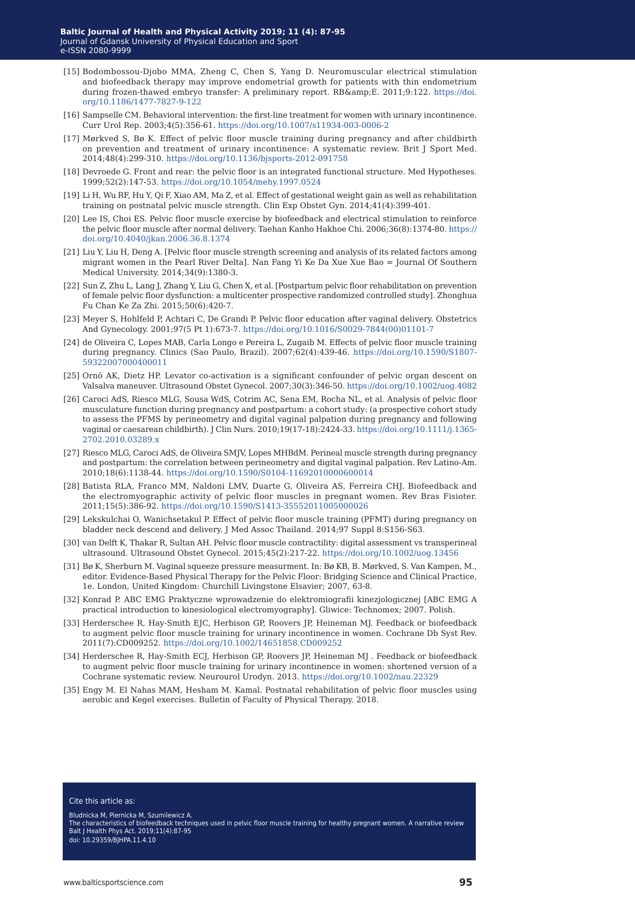[15] Bodombossou-Djobo MMA, Zheng C, Chen S, Yang D. Neuromuscular electrical stimulation and biofeedback therapy may improve endometrial growth for patients with thin endometrium during frozen-thawed embryo transfer: A preliminary report. RB&amp;E. 2011;9:122. https://doi.org/10.1186/1477-7827-9-122

[16] Sampselle CM. Behavioral intervention: the first-line treatment for women with urinary incontinence. Curr Urol Rep. 2003;4(5):356-61. https://doi.org/10.1007/s11934-003-0006-2

[17] Mørkved S, Bø K. Effect of pelvic floor muscle training during pregnancy and after childbirth on prevention and treatment of urinary incontinence: A systematic review. Brit J Sport Med. 2014;48(4):299-310. https://doi.org/10.1136/bjsports-2012-091758

[18] Devroede G. Front and rear: the pelvic floor is an integrated functional structure. Med Hypotheses. 1999;52(2):147-53. https://doi.org/10.1054/mehy.1997.0524

[19] Li H, Wu RF, Hu Y, Qi F, Xiao AM, Ma Z, et al. Effect of gestational weight gain as well as rehabilitation training on postnatal pelvic muscle strength. Clin Exp Obstet Gyn. 2014;41(4):399-401.

[20] Lee IS, Choi ES. Pelvic floor muscle exercise by biofeedback and electrical stimulation to reinforce the pelvic floor muscle after normal delivery. Taehan Kanho Hakhoe Chi. 2006;36(8):1374-80. https://doi.org/10.4040/jkan.2006.36.8.1374

[21] Liu Y, Liu H, Deng A. [Pelvic floor muscle strength screening and analysis of its related factors among migrant women in the Pearl River Delta]. Nan Fang Yi Ke Da Xue Xue Bao = Journal Of Southern Medical University. 2014;34(9):1380-3.

[22] Sun Z, Zhu L, Lang J, Zhang Y, Liu G, Chen X, et al. [Postpartum pelvic floor rehabilitation on prevention of female pelvic floor dysfunction: a multicenter prospective randomized controlled study]. Zhonghua Fu Chan Ke Za Zhi. 2015;50(6):420-7.

[23] Meyer S, Hohlfeld P, Achtari C, De Grandi P. Pelvic floor education after vaginal delivery. Obstetrics And Gynecology. 2001;97(5 Pt 1):673-7. https://doi.org/10.1016/S0029-7844(00)01101-7

[24] de Oliveira C, Lopes MAB, Carla Longo e Pereira L, Zugaib M. Effects of pelvic floor muscle training during pregnancy. Clinics (Sao Paulo, Brazil). 2007;62(4):439-46. https://doi.org/10.1590/S1807-59322007000400011

[25] Ornö AK, Dietz HP. Levator co-activation is a significant confounder of pelvic organ descent on Valsalva maneuver. Ultrasound Obstet Gynecol. 2007;30(3):346-50. https://doi.org/10.1002/uog.4082

[26] Caroci AdS, Riesco MLG, Sousa WdS, Cotrim AC, Sena EM, Rocha NL, et al. Analysis of pelvic floor musculature function during pregnancy and postpartum: a cohort study: (a prospective cohort study to assess the PFMS by perineometry and digital vaginal palpation during pregnancy and following vaginal or caesarean childbirth). J Clin Nurs. 2010;19(17-18):2424-33. https://doi.org/10.1111/j.1365-2702.2010.03289.x

[27] Riesco MLG, Caroci AdS, de Oliveira SMJV, Lopes MHBdM. Perineal muscle strength during pregnancy and postpartum: the correlation between perineometry and digital vaginal palpation. Rev Latino-Am. 2010;18(6):1138-44. https://doi.org/10.1590/S0104-11692010000600014

[28] Batista RLA, Franco MM, Naldoni LMV, Duarte G, Oliveira AS, Ferreira CHJ. Biofeedback and the electromyographic activity of pelvic floor muscles in pregnant women. Rev Bras Fisioter. 2011;15(5):386-92. https://doi.org/10.1590/S1413-35552011005000026

[29] Lekskulchai O, Wanichsetakul P. Effect of pelvic floor muscle training (PFMT) during pregnancy on bladder neck descend and delivery. J Med Assoc Thailand. 2014;97 Suppl 8:S156-S63.

[30] van Delft K, Thakar R, Sultan AH. Pelvic floor muscle contractility: digital assessment vs transperineal ultrasound. Ultrasound Obstet Gynecol. 2015;45(2):217-22. https://doi.org/10.1002/uog.13456

[31] Bø K, Sherburn M. Vaginal squeeze pressure measurment. In: Bø KB, B. Mørkved, S. Van Kampen, M., editor. Evidence-Based Physical Therapy for the Pelvic Floor: Bridging Science and Clinical Practice, 1e. London, United Kingdom: Churchill Livingstone Elsavier; 2007, 63-8.

[32] Konrad P. ABC EMG Praktyczne wprowadzenie do elektromiografii kinezjologicznej [ABC EMG A practical introduction to kinesiological electromyography]. Gliwice: Technomex; 2007. Polish.

[33] Herderschee R, Hay-Smith EJC, Herbison GP, Roovers JP, Heineman MJ. Feedback or biofeedback to augment pelvic floor muscle training for urinary incontinence in women. Cochrane Db Syst Rev. 2011(7):CD009252. https://doi.org/10.1002/14651858.CD009252

[34] Herderschee R, Hay-Smith ECJ, Herbison GP, Roovers JP, Heineman MJ . Feedback or biofeedback to augment pelvic floor muscle training for urinary incontinence in women: shortened version of a Cochrane systematic review. Neurourol Urodyn. 2013. https://doi.org/10.1002/nau.22329

[35] Engy M. El Nahas MAM, Hesham M. Kamal. Postnatal rehabilitation of pelvic floor muscles using aerobic and Kegel exercises. Bulletin of Faculty of Physical Therapy. 2018.

Cite this article as:

Bludnicka M, Piernicka M, Szumilewicz A.
The characteristics of biofeedback techniques used in pelvic floor muscle training for healthy pregnant women. A narrative review
Balt J Health Phys Act. 2019;11(4):87-95
doi: 10.29359/BJHPA.11.4.10